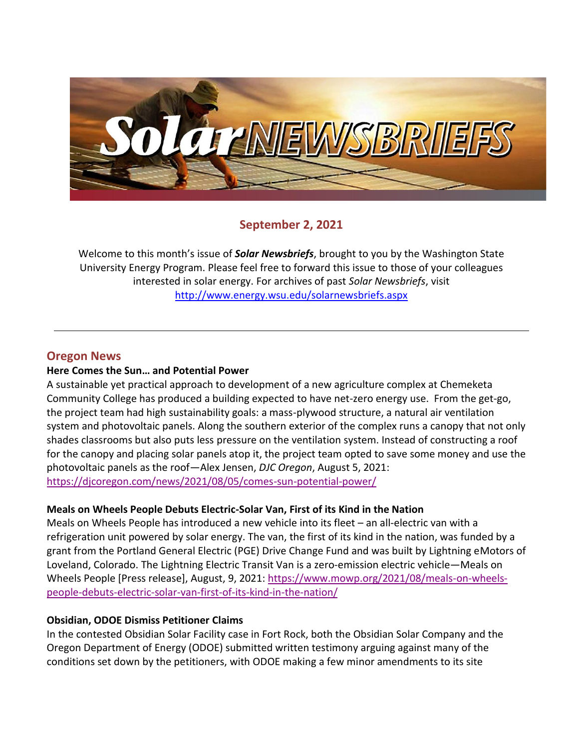# Solar NEWSBRIEFS

## September 2, 2021

Welcome to this month's issue of ***Solar Newsbriefs***, brought to you by the Washington State University Energy Program. Please feel free to forward this issue to those of your colleagues interested in solar energy. For archives of past *Solar Newsbriefs*, visit http://www.energy.wsu.edu/solarnewsbriefs.aspx

---

## Oregon News

### Here Comes the Sun… and Potential Power

A sustainable yet practical approach to development of a new agriculture complex at Chemeketa Community College has produced a building expected to have net-zero energy use. From the get-go, the project team had high sustainability goals: a mass-plywood structure, a natural air ventilation system and photovoltaic panels. Along the southern exterior of the complex runs a canopy that not only shades classrooms but also puts less pressure on the ventilation system. Instead of constructing a roof for the canopy and placing solar panels atop it, the project team opted to save some money and use the photovoltaic panels as the roof—Alex Jensen, *DJC Oregon*, August 5, 2021: https://djcoregon.com/news/2021/08/05/comes-sun-potential-power/

### Meals on Wheels People Debuts Electric-Solar Van, First of its Kind in the Nation

Meals on Wheels People has introduced a new vehicle into its fleet – an all-electric van with a refrigeration unit powered by solar energy. The van, the first of its kind in the nation, was funded by a grant from the Portland General Electric (PGE) Drive Change Fund and was built by Lightning eMotors of Loveland, Colorado. The Lightning Electric Transit Van is a zero-emission electric vehicle—Meals on Wheels People [Press release], August, 9, 2021: https://www.mowp.org/2021/08/meals-on-wheels-people-debuts-electric-solar-van-first-of-its-kind-in-the-nation/

### Obsidian, ODOE Dismiss Petitioner Claims

In the contested Obsidian Solar Facility case in Fort Rock, both the Obsidian Solar Company and the Oregon Department of Energy (ODOE) submitted written testimony arguing against many of the conditions set down by the petitioners, with ODOE making a few minor amendments to its site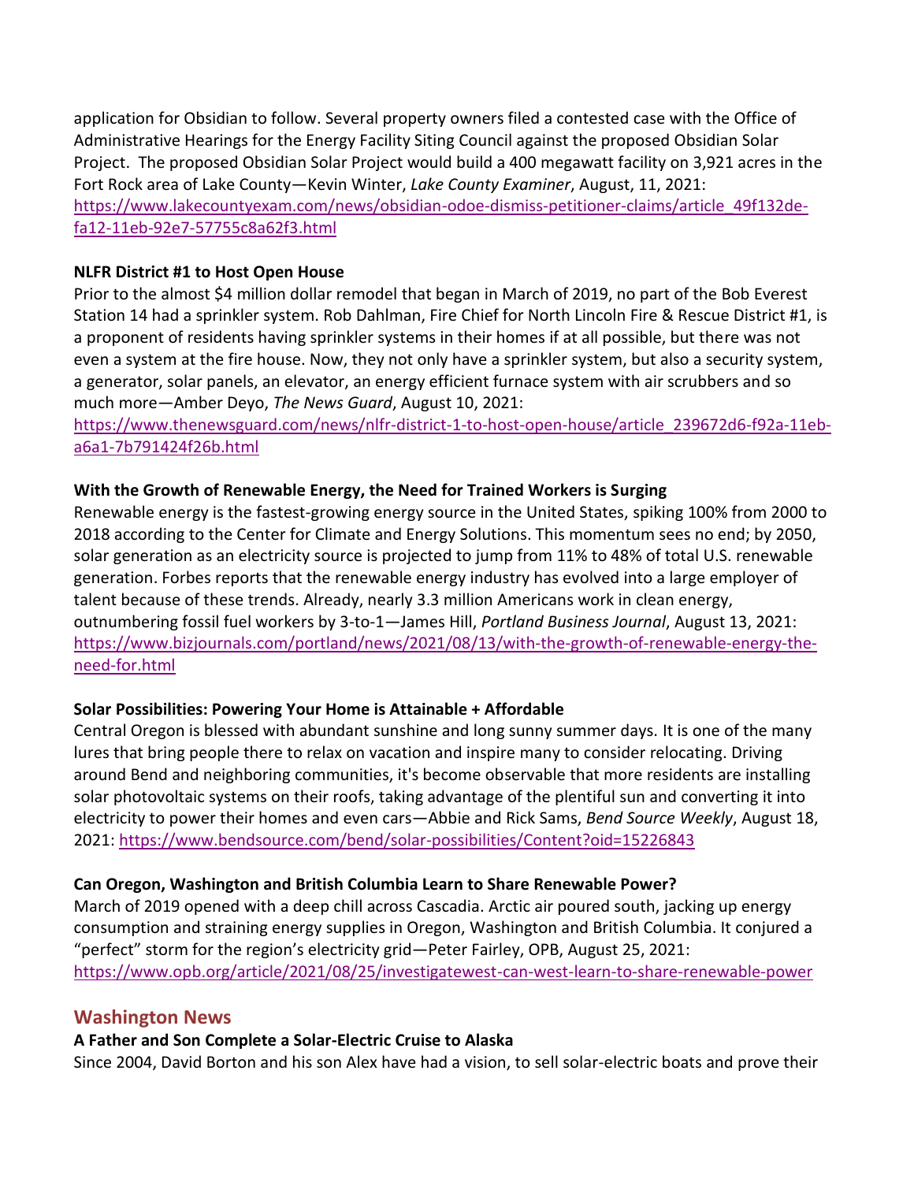application for Obsidian to follow. Several property owners filed a contested case with the Office of Administrative Hearings for the Energy Facility Siting Council against the proposed Obsidian Solar Project. The proposed Obsidian Solar Project would build a 400 megawatt facility on 3,921 acres in the Fort Rock area of Lake County—Kevin Winter, *Lake County Examiner*, August, 11, 2021: https://www.lakecountyexam.com/news/obsidian-odoe-dismiss-petitioner-claims/article_49f132de-fa12-11eb-92e7-57755c8a62f3.html

**NLFR District #1 to Host Open House**

Prior to the almost $4 million dollar remodel that began in March of 2019, no part of the Bob Everest Station 14 had a sprinkler system. Rob Dahlman, Fire Chief for North Lincoln Fire & Rescue District #1, is a proponent of residents having sprinkler systems in their homes if at all possible, but there was not even a system at the fire house. Now, they not only have a sprinkler system, but also a security system, a generator, solar panels, an elevator, an energy efficient furnace system with air scrubbers and so much more—Amber Deyo, *The News Guard*, August 10, 2021: https://www.thenewsguard.com/news/nlfr-district-1-to-host-open-house/article_239672d6-f92a-11eb-a6a1-7b791424f26b.html

**With the Growth of Renewable Energy, the Need for Trained Workers is Surging**

Renewable energy is the fastest-growing energy source in the United States, spiking 100% from 2000 to 2018 according to the Center for Climate and Energy Solutions. This momentum sees no end; by 2050, solar generation as an electricity source is projected to jump from 11% to 48% of total U.S. renewable generation. Forbes reports that the renewable energy industry has evolved into a large employer of talent because of these trends. Already, nearly 3.3 million Americans work in clean energy, outnumbering fossil fuel workers by 3-to-1—James Hill, *Portland Business Journal*, August 13, 2021: https://www.bizjournals.com/portland/news/2021/08/13/with-the-growth-of-renewable-energy-the-need-for.html

**Solar Possibilities: Powering Your Home is Attainable + Affordable**

Central Oregon is blessed with abundant sunshine and long sunny summer days. It is one of the many lures that bring people there to relax on vacation and inspire many to consider relocating. Driving around Bend and neighboring communities, it's become observable that more residents are installing solar photovoltaic systems on their roofs, taking advantage of the plentiful sun and converting it into electricity to power their homes and even cars—Abbie and Rick Sams, *Bend Source Weekly*, August 18, 2021: https://www.bendsource.com/bend/solar-possibilities/Content?oid=15226843

**Can Oregon, Washington and British Columbia Learn to Share Renewable Power?**

March of 2019 opened with a deep chill across Cascadia. Arctic air poured south, jacking up energy consumption and straining energy supplies in Oregon, Washington and British Columbia. It conjured a "perfect" storm for the region's electricity grid—Peter Fairley, OPB, August 25, 2021: https://www.opb.org/article/2021/08/25/investigatewest-can-west-learn-to-share-renewable-power

## Washington News

**A Father and Son Complete a Solar-Electric Cruise to Alaska**

Since 2004, David Borton and his son Alex have had a vision, to sell solar-electric boats and prove their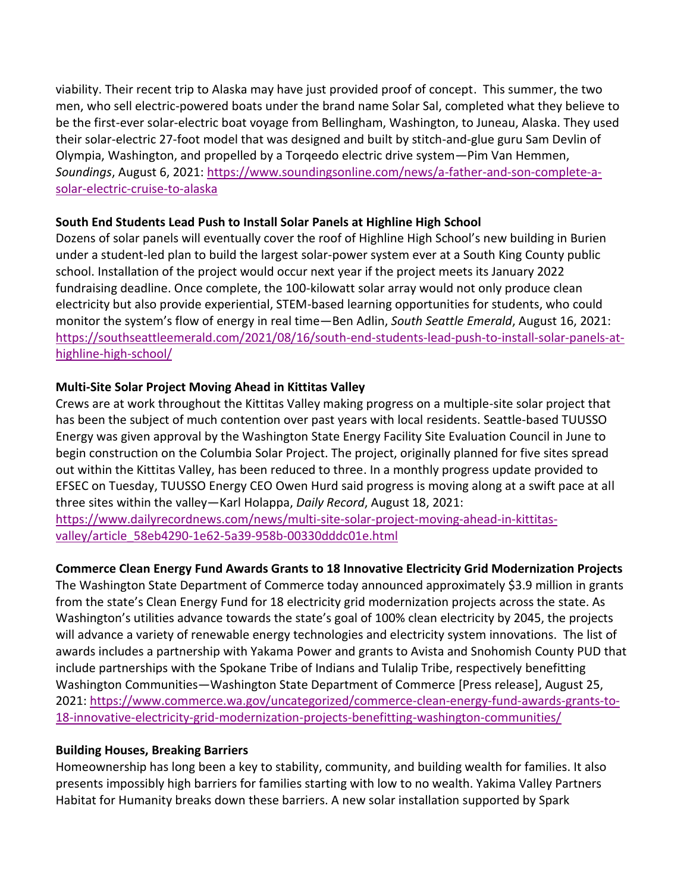viability. Their recent trip to Alaska may have just provided proof of concept. This summer, the two men, who sell electric-powered boats under the brand name Solar Sal, completed what they believe to be the first-ever solar-electric boat voyage from Bellingham, Washington, to Juneau, Alaska. They used their solar-electric 27-foot model that was designed and built by stitch-and-glue guru Sam Devlin of Olympia, Washington, and propelled by a Torqeedo electric drive system—Pim Van Hemmen, *Soundings*, August 6, 2021: https://www.soundingsonline.com/news/a-father-and-son-complete-a-solar-electric-cruise-to-alaska

**South End Students Lead Push to Install Solar Panels at Highline High School**

Dozens of solar panels will eventually cover the roof of Highline High School's new building in Burien under a student-led plan to build the largest solar-power system ever at a South King County public school. Installation of the project would occur next year if the project meets its January 2022 fundraising deadline. Once complete, the 100-kilowatt solar array would not only produce clean electricity but also provide experiential, STEM-based learning opportunities for students, who could monitor the system's flow of energy in real time—Ben Adlin, *South Seattle Emerald*, August 16, 2021: https://southseattleemerald.com/2021/08/16/south-end-students-lead-push-to-install-solar-panels-at-highline-high-school/

**Multi-Site Solar Project Moving Ahead in Kittitas Valley**

Crews are at work throughout the Kittitas Valley making progress on a multiple-site solar project that has been the subject of much contention over past years with local residents. Seattle-based TUUSSO Energy was given approval by the Washington State Energy Facility Site Evaluation Council in June to begin construction on the Columbia Solar Project. The project, originally planned for five sites spread out within the Kittitas Valley, has been reduced to three. In a monthly progress update provided to EFSEC on Tuesday, TUUSSO Energy CEO Owen Hurd said progress is moving along at a swift pace at all three sites within the valley—Karl Holappa, *Daily Record*, August 18, 2021: https://www.dailyrecordnews.com/news/multi-site-solar-project-moving-ahead-in-kittitas-valley/article_58eb4290-1e62-5a39-958b-00330dddc01e.html

**Commerce Clean Energy Fund Awards Grants to 18 Innovative Electricity Grid Modernization Projects**

The Washington State Department of Commerce today announced approximately $3.9 million in grants from the state's Clean Energy Fund for 18 electricity grid modernization projects across the state. As Washington's utilities advance towards the state's goal of 100% clean electricity by 2045, the projects will advance a variety of renewable energy technologies and electricity system innovations. The list of awards includes a partnership with Yakama Power and grants to Avista and Snohomish County PUD that include partnerships with the Spokane Tribe of Indians and Tulalip Tribe, respectively benefitting Washington Communities—Washington State Department of Commerce [Press release], August 25, 2021: https://www.commerce.wa.gov/uncategorized/commerce-clean-energy-fund-awards-grants-to-18-innovative-electricity-grid-modernization-projects-benefitting-washington-communities/

**Building Houses, Breaking Barriers**

Homeownership has long been a key to stability, community, and building wealth for families. It also presents impossibly high barriers for families starting with low to no wealth. Yakima Valley Partners Habitat for Humanity breaks down these barriers. A new solar installation supported by Spark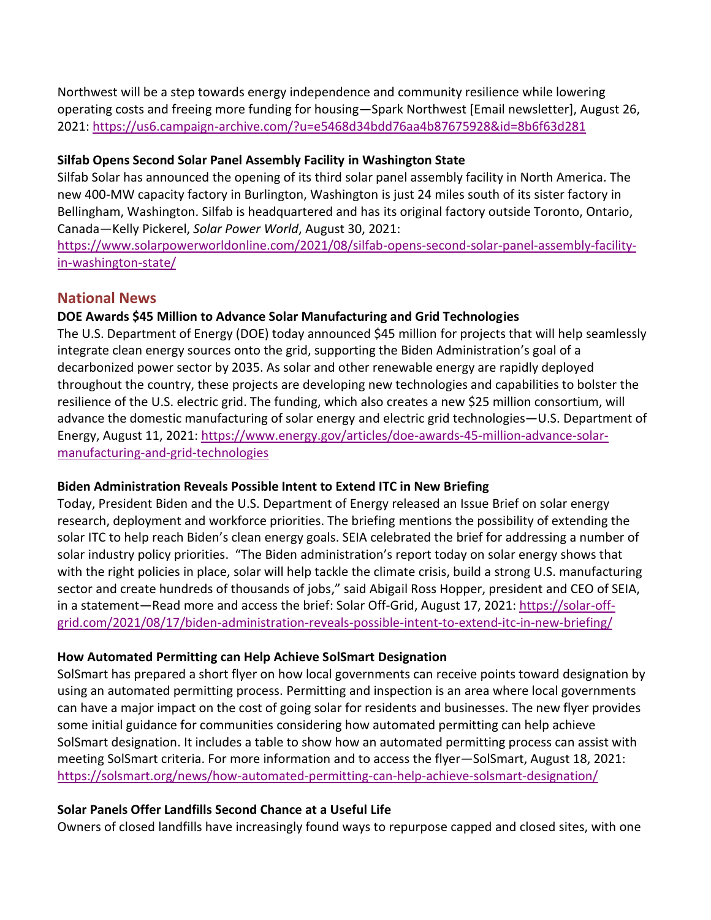Northwest will be a step towards energy independence and community resilience while lowering operating costs and freeing more funding for housing—Spark Northwest [Email newsletter], August 26, 2021: https://us6.campaign-archive.com/?u=e5468d34bdd76aa4b87675928&id=8b6f63d281

**Silfab Opens Second Solar Panel Assembly Facility in Washington State**
Silfab Solar has announced the opening of its third solar panel assembly facility in North America. The new 400-MW capacity factory in Burlington, Washington is just 24 miles south of its sister factory in Bellingham, Washington. Silfab is headquartered and has its original factory outside Toronto, Ontario, Canada—Kelly Pickerel, *Solar Power World*, August 30, 2021: https://www.solarpowerworldonline.com/2021/08/silfab-opens-second-solar-panel-assembly-facility-in-washington-state/

## National News

**DOE Awards $45 Million to Advance Solar Manufacturing and Grid Technologies**
The U.S. Department of Energy (DOE) today announced $45 million for projects that will help seamlessly integrate clean energy sources onto the grid, supporting the Biden Administration's goal of a decarbonized power sector by 2035. As solar and other renewable energy are rapidly deployed throughout the country, these projects are developing new technologies and capabilities to bolster the resilience of the U.S. electric grid. The funding, which also creates a new $25 million consortium, will advance the domestic manufacturing of solar energy and electric grid technologies—U.S. Department of Energy, August 11, 2021: https://www.energy.gov/articles/doe-awards-45-million-advance-solar-manufacturing-and-grid-technologies

**Biden Administration Reveals Possible Intent to Extend ITC in New Briefing**
Today, President Biden and the U.S. Department of Energy released an Issue Brief on solar energy research, deployment and workforce priorities. The briefing mentions the possibility of extending the solar ITC to help reach Biden's clean energy goals. SEIA celebrated the brief for addressing a number of solar industry policy priorities. "The Biden administration's report today on solar energy shows that with the right policies in place, solar will help tackle the climate crisis, build a strong U.S. manufacturing sector and create hundreds of thousands of jobs," said Abigail Ross Hopper, president and CEO of SEIA, in a statement—Read more and access the brief: Solar Off-Grid, August 17, 2021: https://solar-off-grid.com/2021/08/17/biden-administration-reveals-possible-intent-to-extend-itc-in-new-briefing/

**How Automated Permitting can Help Achieve SolSmart Designation**
SolSmart has prepared a short flyer on how local governments can receive points toward designation by using an automated permitting process. Permitting and inspection is an area where local governments can have a major impact on the cost of going solar for residents and businesses. The new flyer provides some initial guidance for communities considering how automated permitting can help achieve SolSmart designation. It includes a table to show how an automated permitting process can assist with meeting SolSmart criteria. For more information and to access the flyer—SolSmart, August 18, 2021: https://solsmart.org/news/how-automated-permitting-can-help-achieve-solsmart-designation/

**Solar Panels Offer Landfills Second Chance at a Useful Life**
Owners of closed landfills have increasingly found ways to repurpose capped and closed sites, with one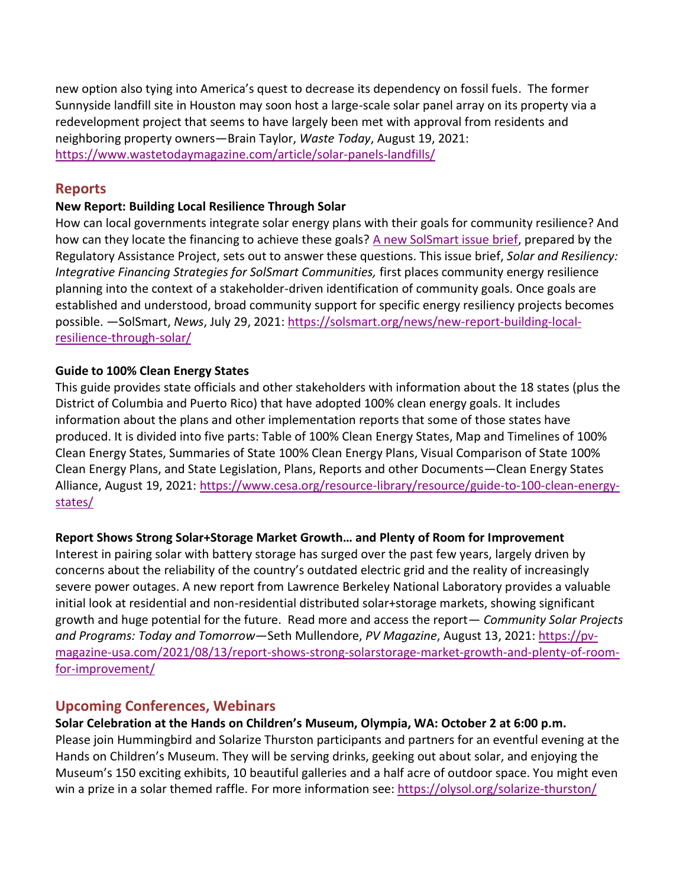new option also tying into America's quest to decrease its dependency on fossil fuels. The former Sunnyside landfill site in Houston may soon host a large-scale solar panel array on its property via a redevelopment project that seems to have largely been met with approval from residents and neighboring property owners—Brain Taylor, *Waste Today*, August 19, 2021: https://www.wastetodaymagazine.com/article/solar-panels-landfills/

## Reports

**New Report: Building Local Resilience Through Solar**

How can local governments integrate solar energy plans with their goals for community resilience? And how can they locate the financing to achieve these goals? A new SolSmart issue brief, prepared by the Regulatory Assistance Project, sets out to answer these questions. This issue brief, *Solar and Resiliency: Integrative Financing Strategies for SolSmart Communities,* first places community energy resilience planning into the context of a stakeholder-driven identification of community goals. Once goals are established and understood, broad community support for specific energy resiliency projects becomes possible. —SolSmart, *News*, July 29, 2021: https://solsmart.org/news/new-report-building-local-resilience-through-solar/

**Guide to 100% Clean Energy States**

This guide provides state officials and other stakeholders with information about the 18 states (plus the District of Columbia and Puerto Rico) that have adopted 100% clean energy goals. It includes information about the plans and other implementation reports that some of those states have produced. It is divided into five parts: Table of 100% Clean Energy States, Map and Timelines of 100% Clean Energy States, Summaries of State 100% Clean Energy Plans, Visual Comparison of State 100% Clean Energy Plans, and State Legislation, Plans, Reports and other Documents—Clean Energy States Alliance, August 19, 2021: https://www.cesa.org/resource-library/resource/guide-to-100-clean-energy-states/

**Report Shows Strong Solar+Storage Market Growth… and Plenty of Room for Improvement**

Interest in pairing solar with battery storage has surged over the past few years, largely driven by concerns about the reliability of the country's outdated electric grid and the reality of increasingly severe power outages. A new report from Lawrence Berkeley National Laboratory provides a valuable initial look at residential and non-residential distributed solar+storage markets, showing significant growth and huge potential for the future. Read more and access the report— *Community Solar Projects and Programs: Today and Tomorrow*—Seth Mullendore, *PV Magazine*, August 13, 2021: https://pv-magazine-usa.com/2021/08/13/report-shows-strong-solarstorage-market-growth-and-plenty-of-room-for-improvement/

## Upcoming Conferences, Webinars

**Solar Celebration at the Hands on Children's Museum, Olympia, WA: October 2 at 6:00 p.m.**

Please join Hummingbird and Solarize Thurston participants and partners for an eventful evening at the Hands on Children's Museum. They will be serving drinks, geeking out about solar, and enjoying the Museum's 150 exciting exhibits, 10 beautiful galleries and a half acre of outdoor space. You might even win a prize in a solar themed raffle. For more information see: https://olysol.org/solarize-thurston/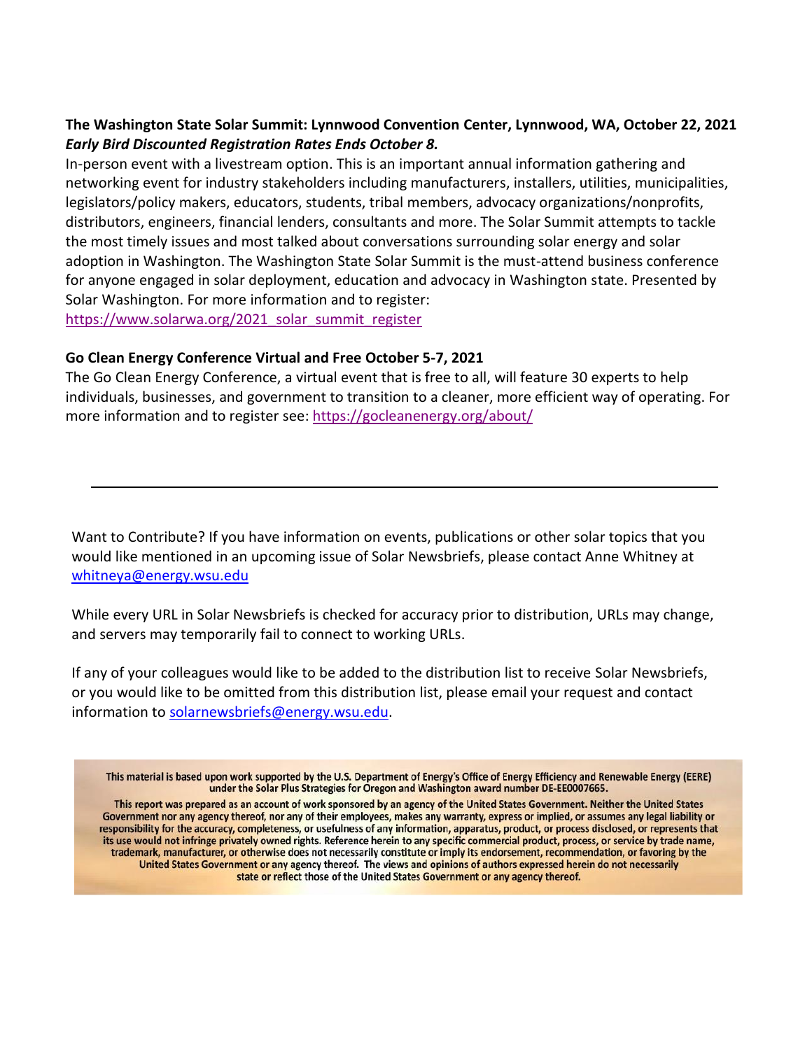**The Washington State Solar Summit: Lynnwood Convention Center, Lynnwood, WA, October 22, 2021**
***Early Bird Discounted Registration Rates Ends October 8.***

In-person event with a livestream option. This is an important annual information gathering and networking event for industry stakeholders including manufacturers, installers, utilities, municipalities, legislators/policy makers, educators, students, tribal members, advocacy organizations/nonprofits, distributors, engineers, financial lenders, consultants and more. The Solar Summit attempts to tackle the most timely issues and most talked about conversations surrounding solar energy and solar adoption in Washington. The Washington State Solar Summit is the must-attend business conference for anyone engaged in solar deployment, education and advocacy in Washington state. Presented by Solar Washington. For more information and to register:
https://www.solarwa.org/2021_solar_summit_register

**Go Clean Energy Conference Virtual and Free October 5-7, 2021**

The Go Clean Energy Conference, a virtual event that is free to all, will feature 30 experts to help individuals, businesses, and government to transition to a cleaner, more efficient way of operating. For more information and to register see: https://gocleanenergy.org/about/

---

Want to Contribute? If you have information on events, publications or other solar topics that you would like mentioned in an upcoming issue of Solar Newsbriefs, please contact Anne Whitney at whitneya@energy.wsu.edu

While every URL in Solar Newsbriefs is checked for accuracy prior to distribution, URLs may change, and servers may temporarily fail to connect to working URLs.

If any of your colleagues would like to be added to the distribution list to receive Solar Newsbriefs, or you would like to be omitted from this distribution list, please email your request and contact information to solarnewsbriefs@energy.wsu.edu.

**This material is based upon work supported by the U.S. Department of Energy's Office of Energy Efficiency and Renewable Energy (EERE) under the Solar Plus Strategies for Oregon and Washington award number DE-EE0007665.**

**This report was prepared as an account of work sponsored by an agency of the United States Government. Neither the United States Government nor any agency thereof, nor any of their employees, makes any warranty, express or implied, or assumes any legal liability or responsibility for the accuracy, completeness, or usefulness of any information, apparatus, product, or process disclosed, or represents that its use would not infringe privately owned rights. Reference herein to any specific commercial product, process, or service by trade name, trademark, manufacturer, or otherwise does not necessarily constitute or imply its endorsement, recommendation, or favoring by the United States Government or any agency thereof. The views and opinions of authors expressed herein do not necessarily state or reflect those of the United States Government or any agency thereof.**